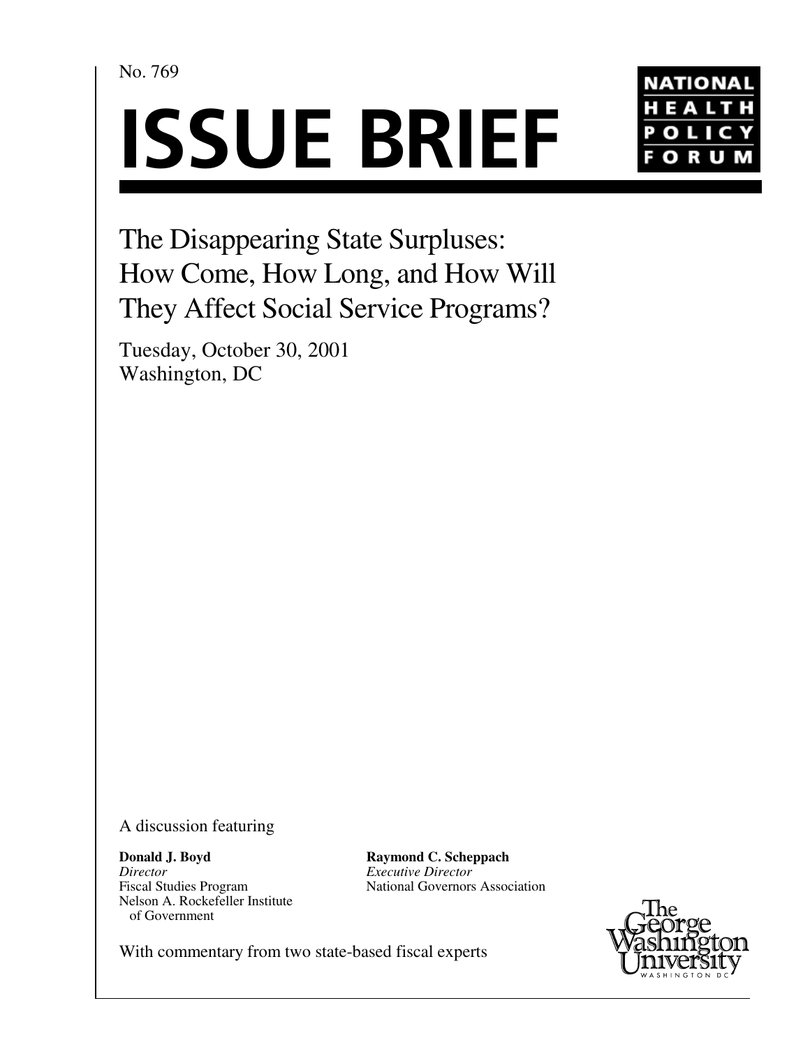No. 769

# ISSUE BRIEF

NATIONAL HEALTH POLICY FORUM

## The Disappearing State Surpluses: How Come, How Long, and How Will They Affect Social Service Programs?

Tuesday, October 30, 2001
Washington, DC

A discussion featuring

**Donald J. Boyd**
*Director*
Fiscal Studies Program
Nelson A. Rockefeller Institute of Government

**Raymond C. Scheppach**
*Executive Director*
National Governors Association

With commentary from two state-based fiscal experts

The George Washington University
WASHINGTON DC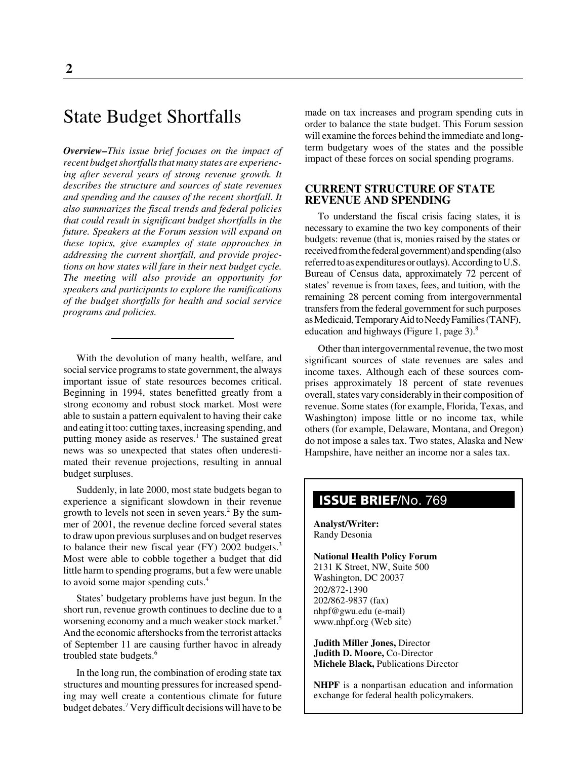# State Budget Shortfalls

***Overview–This issue brief focuses on the impact of recent budget shortfalls that many states are experiencing after several years of strong revenue growth. It describes the structure and sources of state revenues and spending and the causes of the recent shortfall. It also summarizes the fiscal trends and federal policies that could result in significant budget shortfalls in the future. Speakers at the Forum session will expand on these topics, give examples of state approaches in addressing the current shortfall, and provide projections on how states will fare in their next budget cycle. The meeting will also provide an opportunity for speakers and participants to explore the ramifications of the budget shortfalls for health and social service programs and policies.***

With the devolution of many health, welfare, and social service programs to state government, the always important issue of state resources becomes critical. Beginning in 1994, states benefitted greatly from a strong economy and robust stock market. Most were able to sustain a pattern equivalent to having their cake and eating it too: cutting taxes, increasing spending, and putting money aside as reserves.[1] The sustained great news was so unexpected that states often underestimated their revenue projections, resulting in annual budget surpluses.

Suddenly, in late 2000, most state budgets began to experience a significant slowdown in their revenue growth to levels not seen in seven years.[2] By the summer of 2001, the revenue decline forced several states to draw upon previous surpluses and on budget reserves to balance their new fiscal year (FY) 2002 budgets.[3] Most were able to cobble together a budget that did little harm to spending programs, but a few were unable to avoid some major spending cuts.[4]

States' budgetary problems have just begun. In the short run, revenue growth continues to decline due to a worsening economy and a much weaker stock market.[5] And the economic aftershocks from the terrorist attacks of September 11 are causing further havoc in already troubled state budgets.[6]

In the long run, the combination of eroding state tax structures and mounting pressures for increased spending may well create a contentious climate for future budget debates.[7] Very difficult decisions will have to be made on tax increases and program spending cuts in order to balance the state budget. This Forum session will examine the forces behind the immediate and long-term budgetary woes of the states and the possible impact of these forces on social spending programs.

## CURRENT STRUCTURE OF STATE REVENUE AND SPENDING

To understand the fiscal crisis facing states, it is necessary to examine the two key components of their budgets: revenue (that is, monies raised by the states or received from the federal government) and spending (also referred to as expenditures or outlays). According to U.S. Bureau of Census data, approximately 72 percent of states' revenue is from taxes, fees, and tuition, with the remaining 28 percent coming from intergovernmental transfers from the federal government for such purposes as Medicaid, Temporary Aid to Needy Families (TANF), education and highways (Figure 1, page 3).[8]

Other than intergovernmental revenue, the two most significant sources of state revenues are sales and income taxes. Although each of these sources comprises approximately 18 percent of state revenues overall, states vary considerably in their composition of revenue. Some states (for example, Florida, Texas, and Washington) impose little or no income tax, while others (for example, Delaware, Montana, and Oregon) do not impose a sales tax. Two states, Alaska and New Hampshire, have neither an income nor a sales tax.

**ISSUE BRIEF/No. 769**

**Analyst/Writer:**
Randy Desonia

**National Health Policy Forum**
2131 K Street, NW, Suite 500
Washington, DC 20037
202/872-1390
202/862-9837 (fax)
nhpf@gwu.edu (e-mail)
www.nhpf.org (Web site)

**Judith Miller Jones,** Director
**Judith D. Moore,** Co-Director
**Michele Black,** Publications Director

**NHPF** is a nonpartisan education and information exchange for federal health policymakers.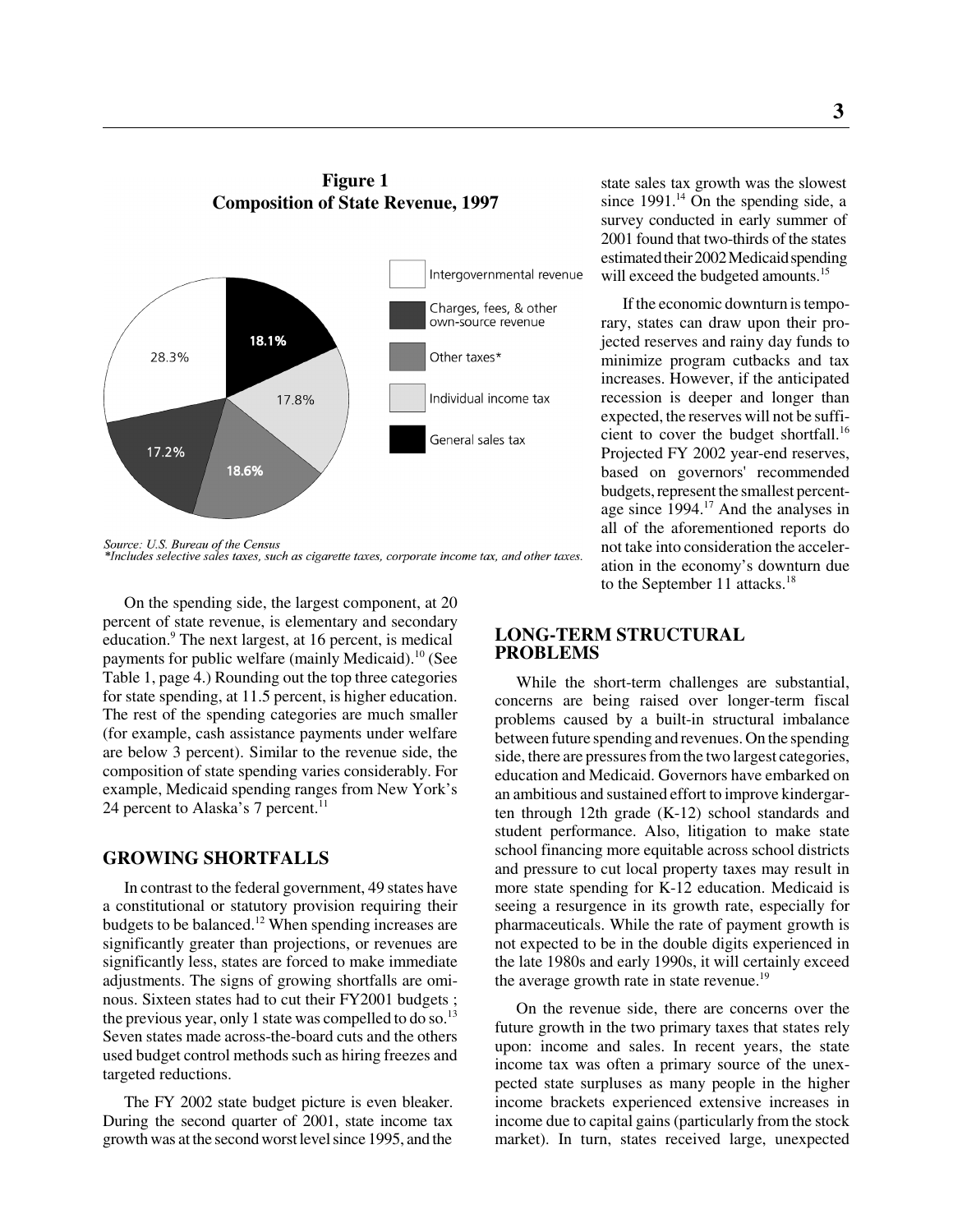**Figure 1**
**Composition of State Revenue, 1997**

| Category | Percent |
|---|---|
| Intergovernmental revenue | 28.3% |
| Charges, fees, & other own-source revenue | 17.2% |
| Other taxes* | 18.6% |
| Individual income tax | 17.8% |
| General sales tax | 18.1% |

*Source: U.S. Bureau of the Census*
*\*Includes selective sales taxes, such as cigarette taxes, corporate income tax, and other taxes.*

On the spending side, the largest component, at 20 percent of state revenue, is elementary and secondary education.[9] The next largest, at 16 percent, is medical payments for public welfare (mainly Medicaid).[10] (See Table 1, page 4.) Rounding out the top three categories for state spending, at 11.5 percent, is higher education. The rest of the spending categories are much smaller (for example, cash assistance payments under welfare are below 3 percent). Similar to the revenue side, the composition of state spending varies considerably. For example, Medicaid spending ranges from New York's 24 percent to Alaska's 7 percent.[11]

## GROWING SHORTFALLS

In contrast to the federal government, 49 states have a constitutional or statutory provision requiring their budgets to be balanced.[12] When spending increases are significantly greater than projections, or revenues are significantly less, states are forced to make immediate adjustments. The signs of growing shortfalls are ominous. Sixteen states had to cut their FY2001 budgets ; the previous year, only 1 state was compelled to do so.[13] Seven states made across-the-board cuts and the others used budget control methods such as hiring freezes and targeted reductions.

The FY 2002 state budget picture is even bleaker. During the second quarter of 2001, state income tax growth was at the second worst level since 1995, and the state sales tax growth was the slowest since 1991.[14] On the spending side, a survey conducted in early summer of 2001 found that two-thirds of the states estimated their 2002 Medicaid spending will exceed the budgeted amounts.[15]

If the economic downturn is temporary, states can draw upon their projected reserves and rainy day funds to minimize program cutbacks and tax increases. However, if the anticipated recession is deeper and longer than expected, the reserves will not be sufficient to cover the budget shortfall.[16] Projected FY 2002 year-end reserves, based on governors' recommended budgets, represent the smallest percentage since 1994.[17] And the analyses in all of the aforementioned reports do not take into consideration the acceleration in the economy's downturn due to the September 11 attacks.[18]

## LONG-TERM STRUCTURAL PROBLEMS

While the short-term challenges are substantial, concerns are being raised over longer-term fiscal problems caused by a built-in structural imbalance between future spending and revenues. On the spending side, there are pressures from the two largest categories, education and Medicaid. Governors have embarked on an ambitious and sustained effort to improve kindergarten through 12th grade (K-12) school standards and student performance. Also, litigation to make state school financing more equitable across school districts and pressure to cut local property taxes may result in more state spending for K-12 education. Medicaid is seeing a resurgence in its growth rate, especially for pharmaceuticals. While the rate of payment growth is not expected to be in the double digits experienced in the late 1980s and early 1990s, it will certainly exceed the average growth rate in state revenue.[19]

On the revenue side, there are concerns over the future growth in the two primary taxes that states rely upon: income and sales. In recent years, the state income tax was often a primary source of the unexpected state surpluses as many people in the higher income brackets experienced extensive increases in income due to capital gains (particularly from the stock market). In turn, states received large, unexpected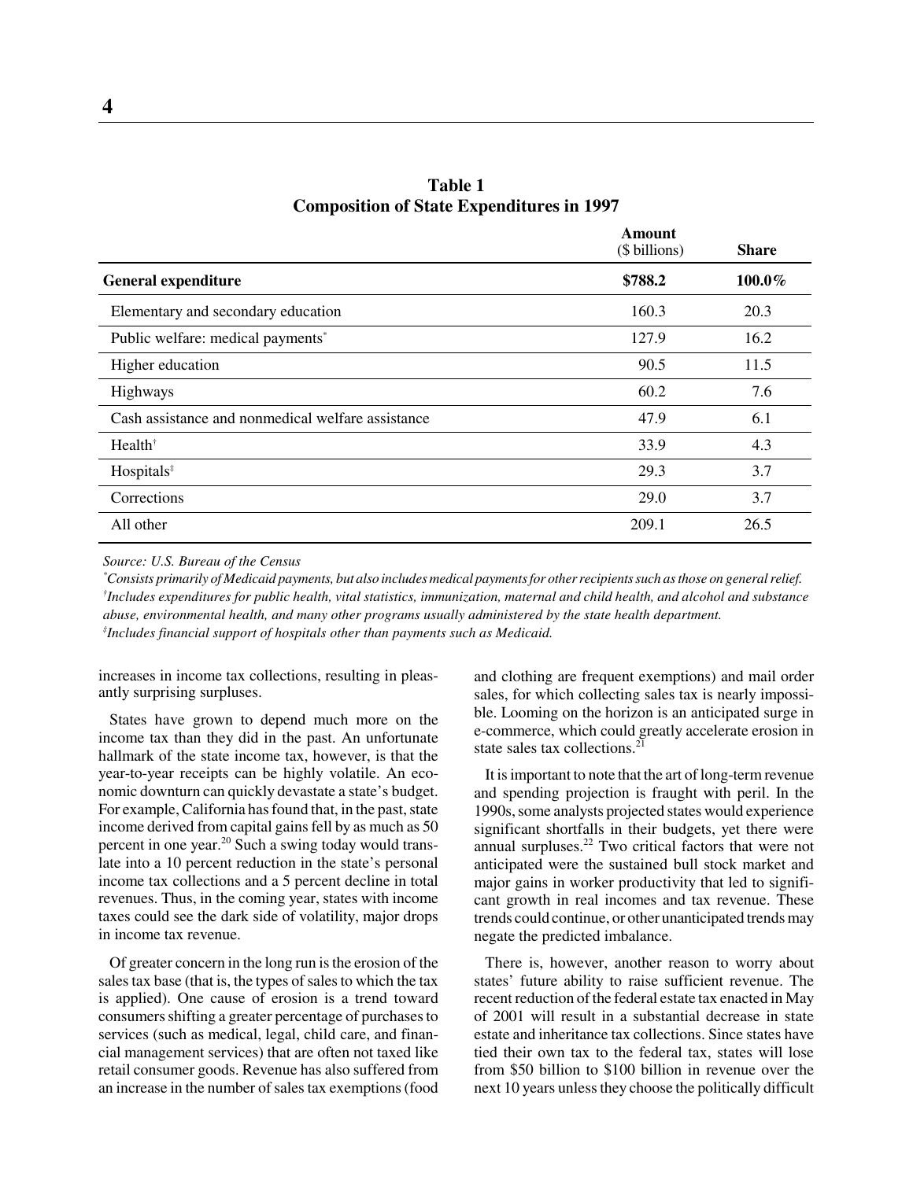**Table 1**
**Composition of State Expenditures in 1997**

| | Amount ($ billions) | Share |
|---|---|---|
| **General expenditure** | **$788.2** | **100.0%** |
| Elementary and secondary education | 160.3 | 20.3 |
| Public welfare: medical payments* | 127.9 | 16.2 |
| Higher education | 90.5 | 11.5 |
| Highways | 60.2 | 7.6 |
| Cash assistance and nonmedical welfare assistance | 47.9 | 6.1 |
| Health† | 33.9 | 4.3 |
| Hospitals‡ | 29.3 | 3.7 |
| Corrections | 29.0 | 3.7 |
| All other | 209.1 | 26.5 |

*Source: U.S. Bureau of the Census*

*Consists primarily of Medicaid payments, but also includes medical payments for other recipients such as those on general relief.*

†*Includes expenditures for public health, vital statistics, immunization, maternal and child health, and alcohol and substance abuse, environmental health, and many other programs usually administered by the state health department.*

‡*Includes financial support of hospitals other than payments such as Medicaid.*

increases in income tax collections, resulting in pleasantly surprising surpluses.

States have grown to depend much more on the income tax than they did in the past. An unfortunate hallmark of the state income tax, however, is that the year-to-year receipts can be highly volatile. An economic downturn can quickly devastate a state's budget. For example, California has found that, in the past, state income derived from capital gains fell by as much as 50 percent in one year.[20] Such a swing today would translate into a 10 percent reduction in the state's personal income tax collections and a 5 percent decline in total revenues. Thus, in the coming year, states with income taxes could see the dark side of volatility, major drops in income tax revenue.

Of greater concern in the long run is the erosion of the sales tax base (that is, the types of sales to which the tax is applied). One cause of erosion is a trend toward consumers shifting a greater percentage of purchases to services (such as medical, legal, child care, and financial management services) that are often not taxed like retail consumer goods. Revenue has also suffered from an increase in the number of sales tax exemptions (food and clothing are frequent exemptions) and mail order sales, for which collecting sales tax is nearly impossible. Looming on the horizon is an anticipated surge in e-commerce, which could greatly accelerate erosion in state sales tax collections.[21]

It is important to note that the art of long-term revenue and spending projection is fraught with peril. In the 1990s, some analysts projected states would experience significant shortfalls in their budgets, yet there were annual surpluses.[22] Two critical factors that were not anticipated were the sustained bull stock market and major gains in worker productivity that led to significant growth in real incomes and tax revenue. These trends could continue, or other unanticipated trends may negate the predicted imbalance.

There is, however, another reason to worry about states' future ability to raise sufficient revenue. The recent reduction of the federal estate tax enacted in May of 2001 will result in a substantial decrease in state estate and inheritance tax collections. Since states have tied their own tax to the federal tax, states will lose from $50 billion to $100 billion in revenue over the next 10 years unless they choose the politically difficult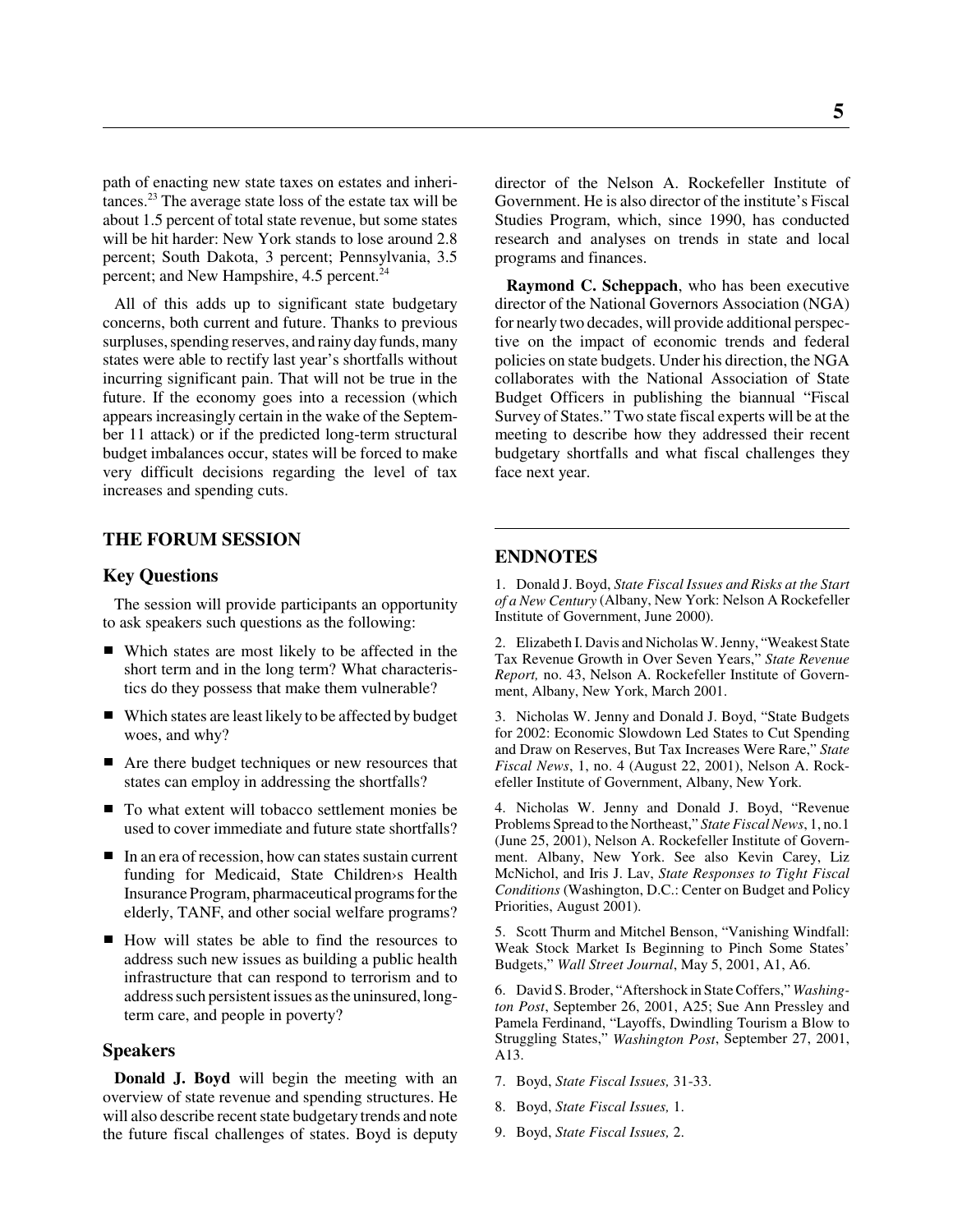path of enacting new state taxes on estates and inheritances.[23] The average state loss of the estate tax will be about 1.5 percent of total state revenue, but some states will be hit harder: New York stands to lose around 2.8 percent; South Dakota, 3 percent; Pennsylvania, 3.5 percent; and New Hampshire, 4.5 percent.[24]

All of this adds up to significant state budgetary concerns, both current and future. Thanks to previous surpluses, spending reserves, and rainy day funds, many states were able to rectify last year's shortfalls without incurring significant pain. That will not be true in the future. If the economy goes into a recession (which appears increasingly certain in the wake of the September 11 attack) or if the predicted long-term structural budget imbalances occur, states will be forced to make very difficult decisions regarding the level of tax increases and spending cuts.

## THE FORUM SESSION

### Key Questions

The session will provide participants an opportunity to ask speakers such questions as the following:

- Which states are most likely to be affected in the short term and in the long term? What characteristics do they possess that make them vulnerable?
- Which states are least likely to be affected by budget woes, and why?
- Are there budget techniques or new resources that states can employ in addressing the shortfalls?
- To what extent will tobacco settlement monies be used to cover immediate and future state shortfalls?
- In an era of recession, how can states sustain current funding for Medicaid, State Children›s Health Insurance Program, pharmaceutical programs for the elderly, TANF, and other social welfare programs?
- How will states be able to find the resources to address such new issues as building a public health infrastructure that can respond to terrorism and to address such persistent issues as the uninsured, long-term care, and people in poverty?

### Speakers

**Donald J. Boyd** will begin the meeting with an overview of state revenue and spending structures. He will also describe recent state budgetary trends and note the future fiscal challenges of states. Boyd is deputy director of the Nelson A. Rockefeller Institute of Government. He is also director of the institute's Fiscal Studies Program, which, since 1990, has conducted research and analyses on trends in state and local programs and finances.

**Raymond C. Scheppach**, who has been executive director of the National Governors Association (NGA) for nearly two decades, will provide additional perspective on the impact of economic trends and federal policies on state budgets. Under his direction, the NGA collaborates with the National Association of State Budget Officers in publishing the biannual "Fiscal Survey of States." Two state fiscal experts will be at the meeting to describe how they addressed their recent budgetary shortfalls and what fiscal challenges they face next year.

## ENDNOTES

1. Donald J. Boyd, *State Fiscal Issues and Risks at the Start of a New Century* (Albany, New York: Nelson A Rockefeller Institute of Government, June 2000).

2. Elizabeth I. Davis and Nicholas W. Jenny, "Weakest State Tax Revenue Growth in Over Seven Years," *State Revenue Report,* no. 43, Nelson A. Rockefeller Institute of Government, Albany, New York, March 2001.

3. Nicholas W. Jenny and Donald J. Boyd, "State Budgets for 2002: Economic Slowdown Led States to Cut Spending and Draw on Reserves, But Tax Increases Were Rare," *State Fiscal News*, 1, no. 4 (August 22, 2001), Nelson A. Rockefeller Institute of Government, Albany, New York.

4. Nicholas W. Jenny and Donald J. Boyd, "Revenue Problems Spread to the Northeast," *State Fiscal News*, 1, no.1 (June 25, 2001), Nelson A. Rockefeller Institute of Government. Albany, New York. See also Kevin Carey, Liz McNichol, and Iris J. Lav, *State Responses to Tight Fiscal Conditions* (Washington, D.C.: Center on Budget and Policy Priorities, August 2001).

5. Scott Thurm and Mitchel Benson, "Vanishing Windfall: Weak Stock Market Is Beginning to Pinch Some States' Budgets," *Wall Street Journal*, May 5, 2001, A1, A6.

6. David S. Broder, "Aftershock in State Coffers," *Washington Post*, September 26, 2001, A25; Sue Ann Pressley and Pamela Ferdinand, "Layoffs, Dwindling Tourism a Blow to Struggling States," *Washington Post*, September 27, 2001, A13.

7. Boyd, *State Fiscal Issues,* 31-33.

8. Boyd, *State Fiscal Issues,* 1.

9. Boyd, *State Fiscal Issues,* 2.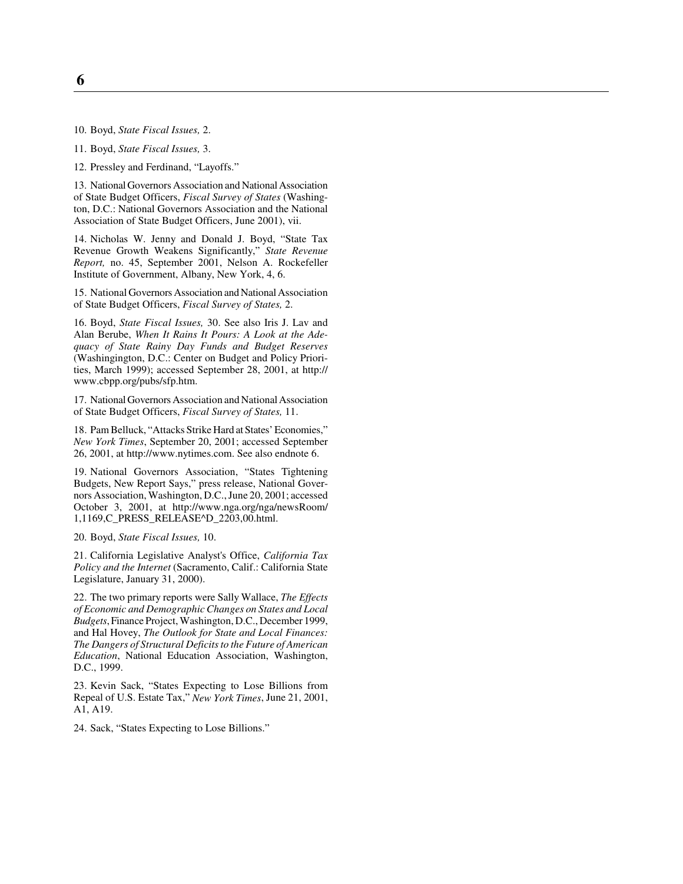10. Boyd, *State Fiscal Issues,* 2.

11. Boyd, *State Fiscal Issues,* 3.

12. Pressley and Ferdinand, "Layoffs."

13. National Governors Association and National Association of State Budget Officers, *Fiscal Survey of States* (Washington, D.C.: National Governors Association and the National Association of State Budget Officers, June 2001), vii.

14. Nicholas W. Jenny and Donald J. Boyd, "State Tax Revenue Growth Weakens Significantly," *State Revenue Report,* no. 45, September 2001, Nelson A. Rockefeller Institute of Government, Albany, New York, 4, 6.

15. National Governors Association and National Association of State Budget Officers, *Fiscal Survey of States,* 2.

16. Boyd, *State Fiscal Issues,* 30. See also Iris J. Lav and Alan Berube, *When It Rains It Pours: A Look at the Adequacy of State Rainy Day Funds and Budget Reserves* (Washingington, D.C.: Center on Budget and Policy Priorities, March 1999); accessed September 28, 2001, at http://www.cbpp.org/pubs/sfp.htm.

17. National Governors Association and National Association of State Budget Officers, *Fiscal Survey of States,* 11.

18. Pam Belluck, "Attacks Strike Hard at States' Economies," *New York Times*, September 20, 2001; accessed September 26, 2001, at http://www.nytimes.com. See also endnote 6.

19. National Governors Association, "States Tightening Budgets, New Report Says," press release, National Governors Association, Washington, D.C., June 20, 2001; accessed October 3, 2001, at http://www.nga.org/nga/newsRoom/1,1169,C_PRESS_RELEASE^D_2203,00.html.

20. Boyd, *State Fiscal Issues,* 10.

21. California Legislative Analyst's Office, *California Tax Policy and the Internet* (Sacramento, Calif.: California State Legislature, January 31, 2000).

22. The two primary reports were Sally Wallace, *The Effects of Economic and Demographic Changes on States and Local Budgets*, Finance Project, Washington, D.C., December 1999, and Hal Hovey, *The Outlook for State and Local Finances: The Dangers of Structural Deficits to the Future of American Education*, National Education Association, Washington, D.C., 1999.

23. Kevin Sack, "States Expecting to Lose Billions from Repeal of U.S. Estate Tax," *New York Times*, June 21, 2001, A1, A19.

24. Sack, "States Expecting to Lose Billions."